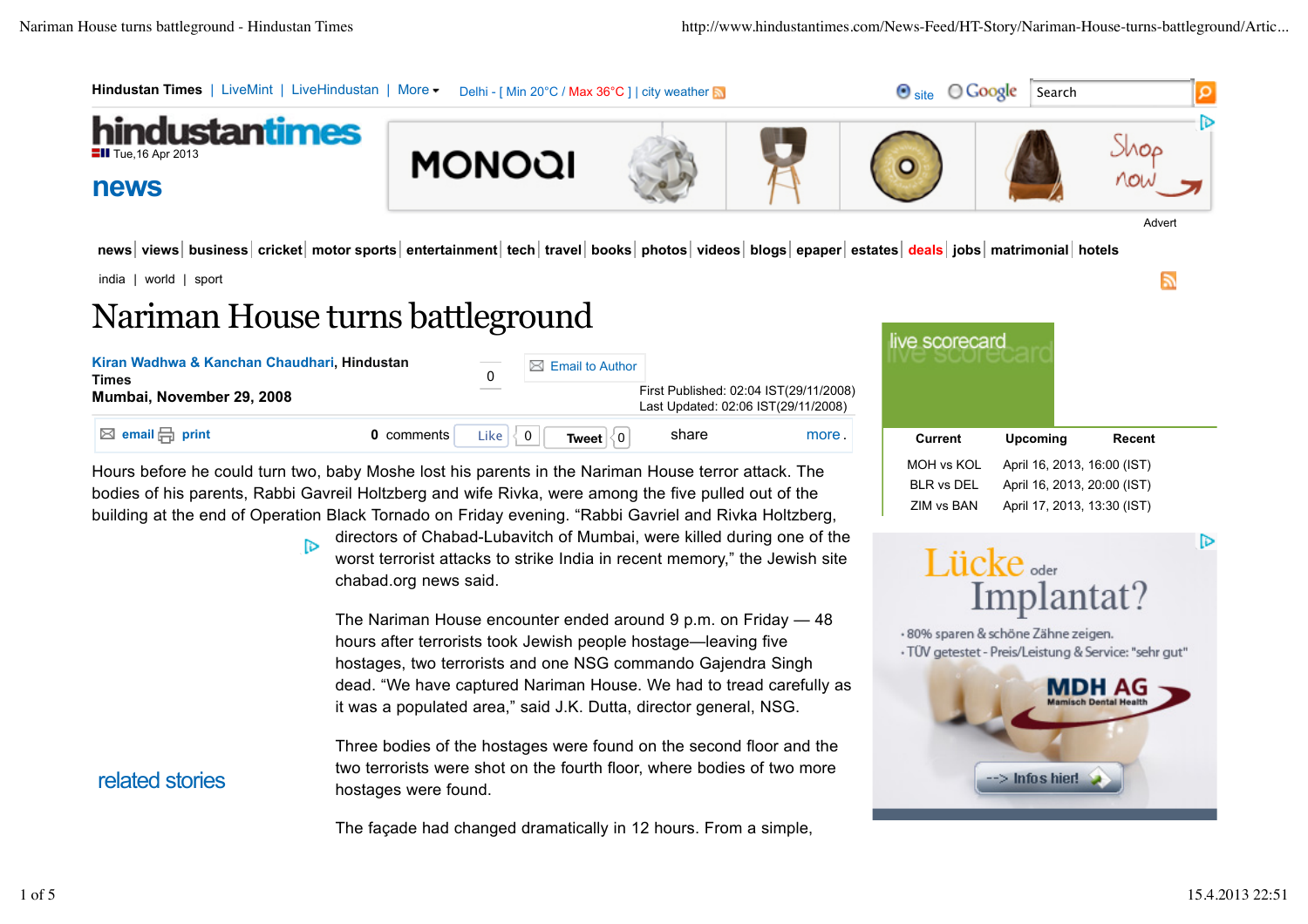Hindustan Times | LiveMint | LiveHindustan | More

Delhi - [ Min 20°C / Max 36°C ] | city weather

# hindustantimes

Tue,16 Apr 2013

## news

news | views | business | cricket | motor sports | entertainment | tech | travel | books | photos | videos | blogs | epaper | estates | deals | jobs | matrimonial | hotels

india | world | sport

# Nariman House turns battleground

**Kiran Wadhwa & Kanchan Chaudhari, Hindustan Times**
**Mumbai, November 29, 2008**

Email to Author

First Published: 02:04 IST(29/11/2008)
Last Updated: 02:06 IST(29/11/2008)

email print | 0 comments | Like 0 | Tweet 0 | share | more.

Hours before he could turn two, baby Moshe lost his parents in the Nariman House terror attack. The bodies of his parents, Rabbi Gavreil Holtzberg and wife Rivka, were among the five pulled out of the building at the end of Operation Black Tornado on Friday evening. "Rabbi Gavriel and Rivka Holtzberg, directors of Chabad-Lubavitch of Mumbai, were killed during one of the worst terrorist attacks to strike India in recent memory," the Jewish site chabad.org news said.

The Nariman House encounter ended around 9 p.m. on Friday — 48 hours after terrorists took Jewish people hostage—leaving five hostages, two terrorists and one NSG commando Gajendra Singh dead. "We have captured Nariman House. We had to tread carefully as it was a populated area," said J.K. Dutta, director general, NSG.

Three bodies of the hostages were found on the second floor and the two terrorists were shot on the fourth floor, where bodies of two more hostages were found.

The façade had changed dramatically in 12 hours. From a simple,

related stories

live scorecard

| Current | Upcoming | Recent |
|---|---|---|
| MOH vs KOL | April 16, 2013, 16:00 (IST) | |
| BLR vs DEL | April 16, 2013, 20:00 (IST) | |
| ZIM vs BAN | April 17, 2013, 13:30 (IST) | |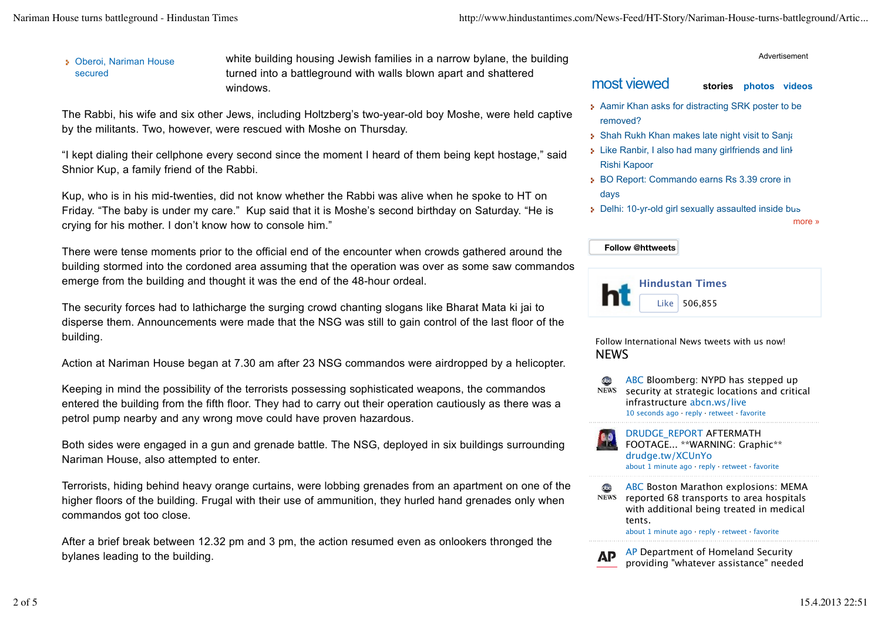- Oberoi, Nariman House secured

white building housing Jewish families in a narrow bylane, the building turned into a battleground with walls blown apart and shattered windows.

The Rabbi, his wife and six other Jews, including Holtzberg's two-year-old boy Moshe, were held captive by the militants. Two, however, were rescued with Moshe on Thursday.

"I kept dialing their cellphone every second since the moment I heard of them being kept hostage," said Shnior Kup, a family friend of the Rabbi.

Kup, who is in his mid-twenties, did not know whether the Rabbi was alive when he spoke to HT on Friday. "The baby is under my care." Kup said that it is Moshe's second birthday on Saturday. "He is crying for his mother. I don't know how to console him."

There were tense moments prior to the official end of the encounter when crowds gathered around the building stormed into the cordoned area assuming that the operation was over as some saw commandos emerge from the building and thought it was the end of the 48-hour ordeal.

The security forces had to lathicharge the surging crowd chanting slogans like Bharat Mata ki jai to disperse them. Announcements were made that the NSG was still to gain control of the last floor of the building.

Action at Nariman House began at 7.30 am after 23 NSG commandos were airdropped by a helicopter.

Keeping in mind the possibility of the terrorists possessing sophisticated weapons, the commandos entered the building from the fifth floor. They had to carry out their operation cautiously as there was a petrol pump nearby and any wrong move could have proven hazardous.

Both sides were engaged in a gun and grenade battle. The NSG, deployed in six buildings surrounding Nariman House, also attempted to enter.

Terrorists, hiding behind heavy orange curtains, were lobbing grenades from an apartment on one of the higher floors of the building. Frugal with their use of ammunition, they hurled hand grenades only when commandos got too close.

After a brief break between 12.32 pm and 3 pm, the action resumed even as onlookers thronged the bylanes leading to the building.

Advertisement

## most viewed

**stories** photos videos

- Aamir Khan asks for distracting SRK poster to be removed?
- Shah Rukh Khan makes late night visit to Sanja
- Like Ranbir, I also had many girlfriends and link Rishi Kapoor
- BO Report: Commando earns Rs 3.39 crore in days
- Delhi: 10-yr-old girl sexually assaulted inside bus

more »

Follow @httweets

Hindustan Times
Like 506,855

Follow International News tweets with us now!

NEWS

ABC Bloomberg: NYPD has stepped up security at strategic locations and critical infrastructure abcn.ws/live
10 seconds ago · reply · retweet · favorite

DRUDGE_REPORT AFTERMATH FOOTAGE... **WARNING: Graphic** drudge.tw/XCUnYo
about 1 minute ago · reply · retweet · favorite

ABC Boston Marathon explosions: MEMA reported 68 transports to area hospitals with additional being treated in medical tents.
about 1 minute ago · reply · retweet · favorite

AP Department of Homeland Security providing "whatever assistance" needed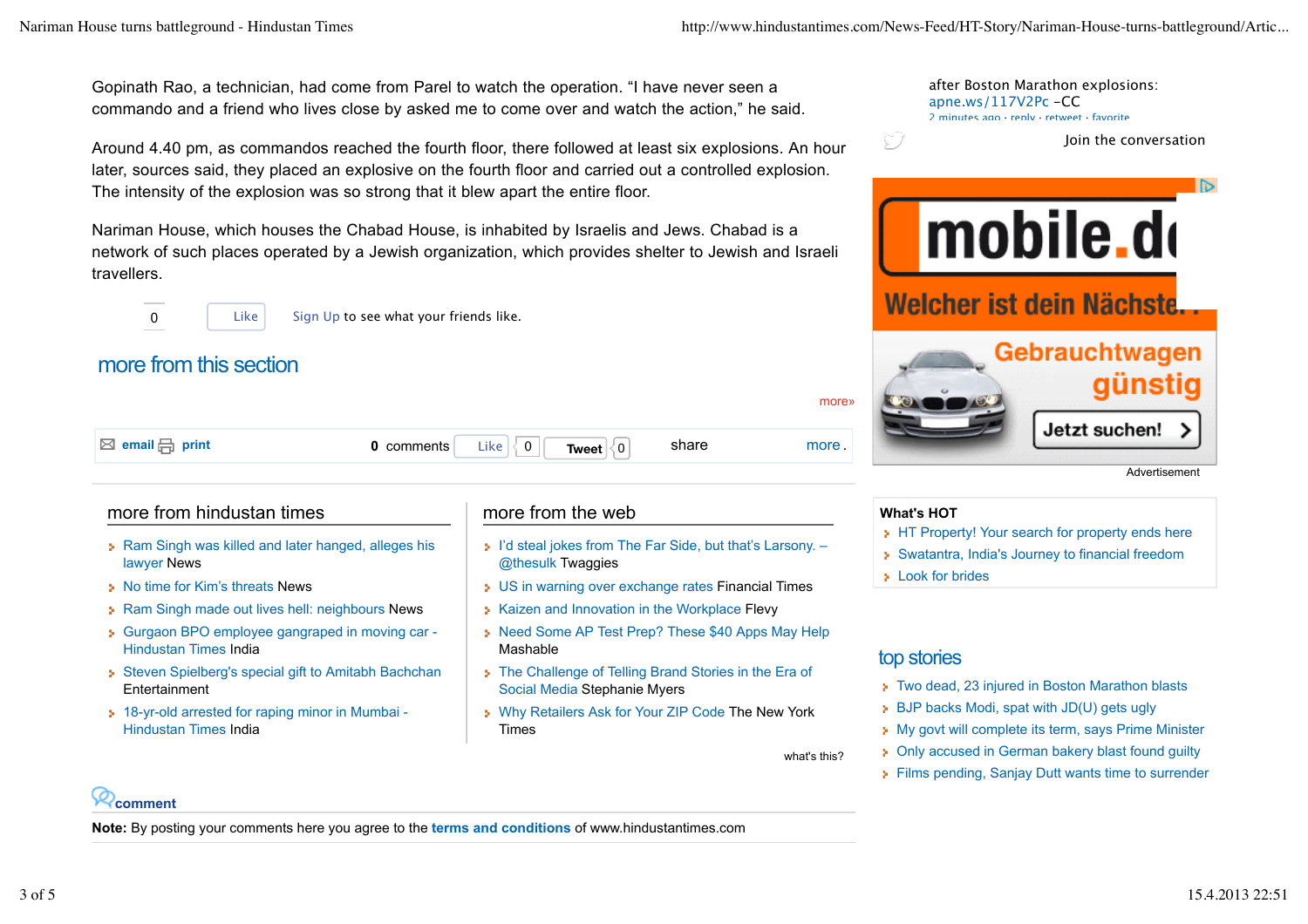Gopinath Rao, a technician, had come from Parel to watch the operation. “I have never seen a commando and a friend who lives close by asked me to come over and watch the action,” he said.

Around 4.40 pm, as commandos reached the fourth floor, there followed at least six explosions. An hour later, sources said, they placed an explosive on the fourth floor and carried out a controlled explosion. The intensity of the explosion was so strong that it blew apart the entire floor.

Nariman House, which houses the Chabad House, is inhabited by Israelis and Jews. Chabad is a network of such places operated by a Jewish organization, which provides shelter to Jewish and Israeli travellers.

0 Like Sign Up to see what your friends like.

## more from this section

more»

email print 0 comments Like 0 Tweet 0 share more.

### more from hindustan times

- Ram Singh was killed and later hanged, alleges his lawyer News
- No time for Kim's threats News
- Ram Singh made out lives hell: neighbours News
- Gurgaon BPO employee gangraped in moving car - Hindustan Times India
- Steven Spielberg's special gift to Amitabh Bachchan Entertainment
- 18-yr-old arrested for raping minor in Mumbai - Hindustan Times India

### more from the web

- I'd steal jokes from The Far Side, but that's Larsony. – @thesulk Twaggies
- US in warning over exchange rates Financial Times
- Kaizen and Innovation in the Workplace Flevy
- Need Some AP Test Prep? These $40 Apps May Help Mashable
- The Challenge of Telling Brand Stories in the Era of Social Media Stephanie Myers
- Why Retailers Ask for Your ZIP Code The New York Times

what's this?

comment

**Note:** By posting your comments here you agree to the **terms and conditions** of www.hindustantimes.com

after Boston Marathon explosions: apne.ws/117V2Pc –CC
2 minutes ago · reply · retweet · favorite

Join the conversation

mobile.de
Welcher ist dein Nächster
Gebrauchtwagen günstig
Jetzt suchen!

Advertisement

**What's HOT**

- HT Property! Your search for property ends here
- Swatantra, India's Journey to financial freedom
- Look for brides

## top stories

- Two dead, 23 injured in Boston Marathon blasts
- BJP backs Modi, spat with JD(U) gets ugly
- My govt will complete its term, says Prime Minister
- Only accused in German bakery blast found guilty
- Films pending, Sanjay Dutt wants time to surrender